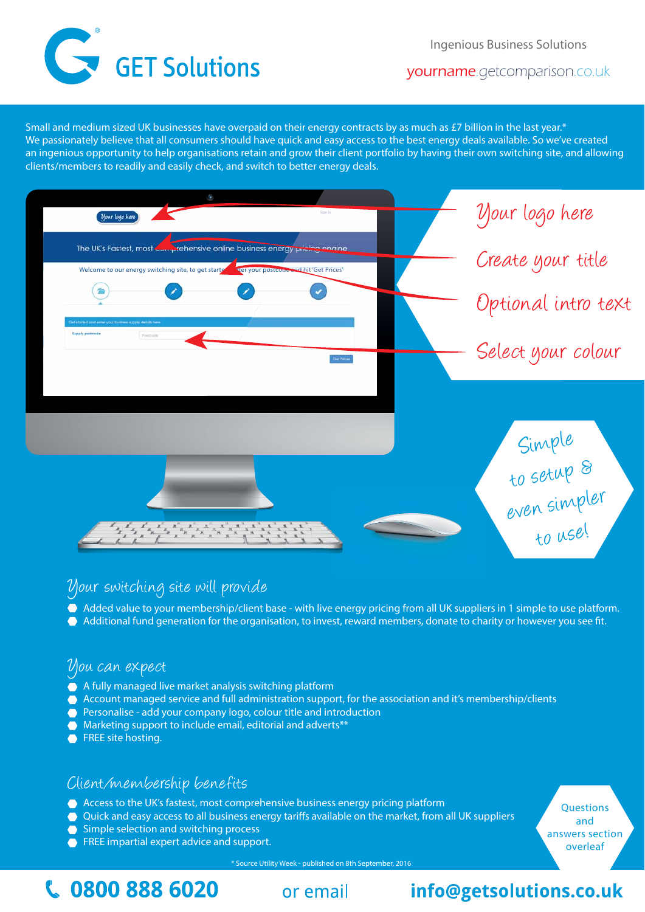# GET Solutions

Ingenious Business Solutions

yourname.getcomparison.co.uk

Small and medium sized UK businesses have overpaid on their energy contracts by as much as £7 billion in the last year.*
We passionately believe that all consumers should have quick and easy access to the best energy deals available. So we've created an ingenious opportunity to help organisations retain and grow their client portfolio by having their own switching site, and allowing clients/members to readily and easily check, and switch to better energy deals.

Your logo here

Create your title

Optional intro text

Select your colour

Simple to setup & even simpler to use!

## Your switching site will provide

- Added value to your membership/client base - with live energy pricing from all UK suppliers in 1 simple to use platform.
- Additional fund generation for the organisation, to invest, reward members, donate to charity or however you see fit.

## You can expect

- A fully managed live market analysis switching platform
- Account managed service and full administration support, for the association and it's membership/clients
- Personalise - add your company logo, colour title and introduction
- Marketing support to include email, editorial and adverts**
- FREE site hosting.

## Client/membership benefits

- Access to the UK's fastest, most comprehensive business energy pricing platform
- Quick and easy access to all business energy tariffs available on the market, from all UK suppliers
- Simple selection and switching process
- FREE impartial expert advice and support.

Questions and answers section overleaf

\* Source Utility Week - published on 8th September, 2016

**0800 888 6020** or email **info@getsolutions.co.uk**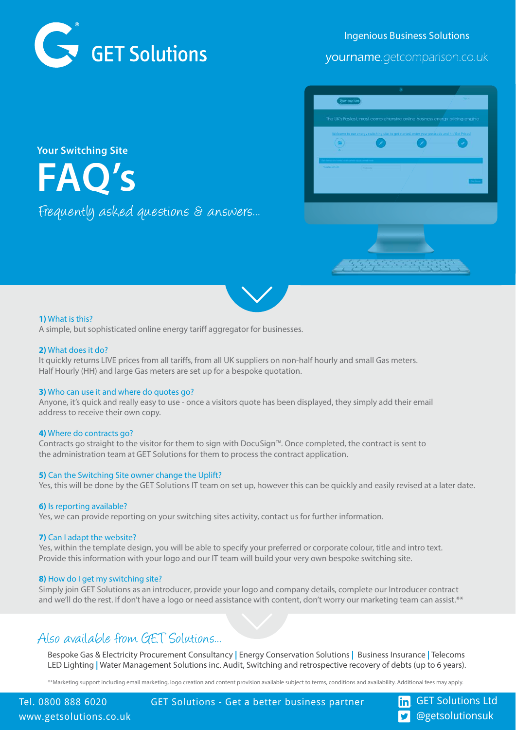GET Solutions

Ingenious Business Solutions

yourname.getcomparison.co.uk

## Your Switching Site

# FAQ's

*Frequently asked questions & answers...*

**1)** What is this?
A simple, but sophisticated online energy tariff aggregator for businesses.

**2)** What does it do?
It quickly returns LIVE prices from all tariffs, from all UK suppliers on non-half hourly and small Gas meters. Half Hourly (HH) and large Gas meters are set up for a bespoke quotation.

**3)** Who can use it and where do quotes go?
Anyone, it's quick and really easy to use - once a visitors quote has been displayed, they simply add their email address to receive their own copy.

**4)** Where do contracts go?
Contracts go straight to the visitor for them to sign with DocuSign™. Once completed, the contract is sent to the administration team at GET Solutions for them to process the contract application.

**5)** Can the Switching Site owner change the Uplift?
Yes, this will be done by the GET Solutions IT team on set up, however this can be quickly and easily revised at a later date.

**6)** Is reporting available?
Yes, we can provide reporting on your switching sites activity, contact us for further information.

**7)** Can I adapt the website?
Yes, within the template design, you will be able to specify your preferred or corporate colour, title and intro text. Provide this information with your logo and our IT team will build your very own bespoke switching site.

**8)** How do I get my switching site?
Simply join GET Solutions as an introducer, provide your logo and company details, complete our Introducer contract and we'll do the rest. If don't have a logo or need assistance with content, don't worry our marketing team can assist.**

## *Also available from GET Solutions...*

Bespoke Gas & Electricity Procurement Consultancy | Energy Conservation Solutions | Business Insurance | Telecoms LED Lighting | Water Management Solutions inc. Audit, Switching and retrospective recovery of debts (up to 6 years).

**Marketing support including email marketing, logo creation and content provision available subject to terms, conditions and availability. Additional fees may apply.

Tel. 0800 888 6020
www.getsolutions.co.uk

GET Solutions - Get a better business partner

GET Solutions Ltd
@getsolutionsuk